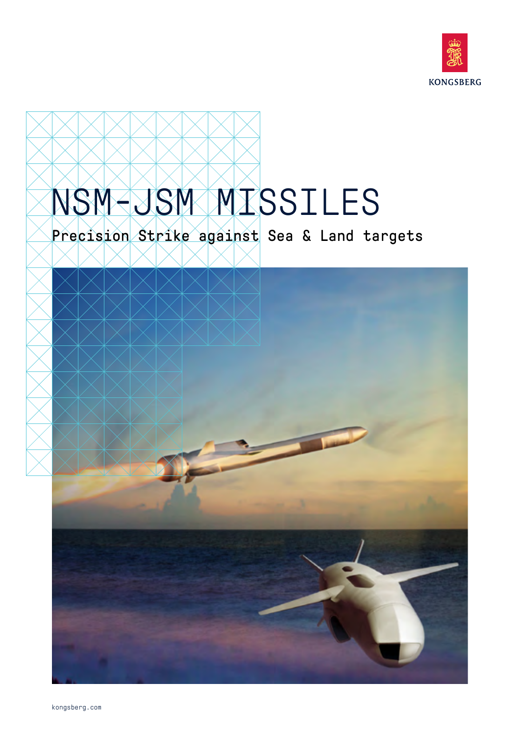KONGSBERG

# NSM-JSM MISSILES

## Precision Strike against Sea & Land targets

kongsberg.com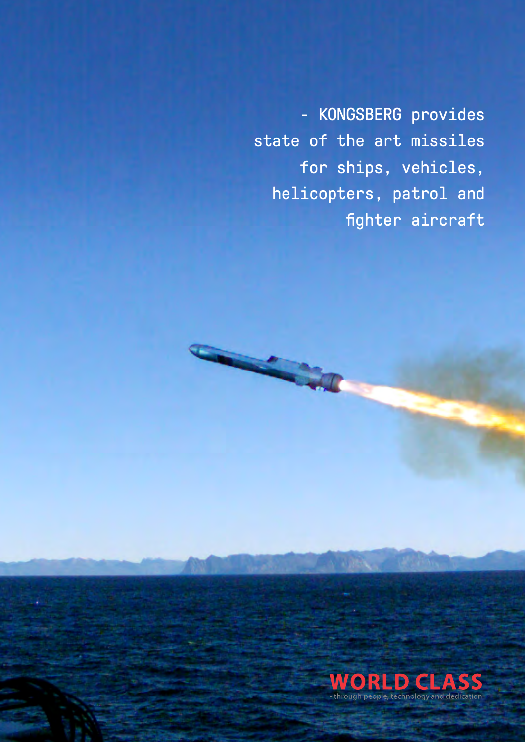- KONGSBERG provides state of the art missiles for ships, vehicles, helicopters, patrol and fighter aircraft

**WORLD CLASS**

- through people, technology and dedication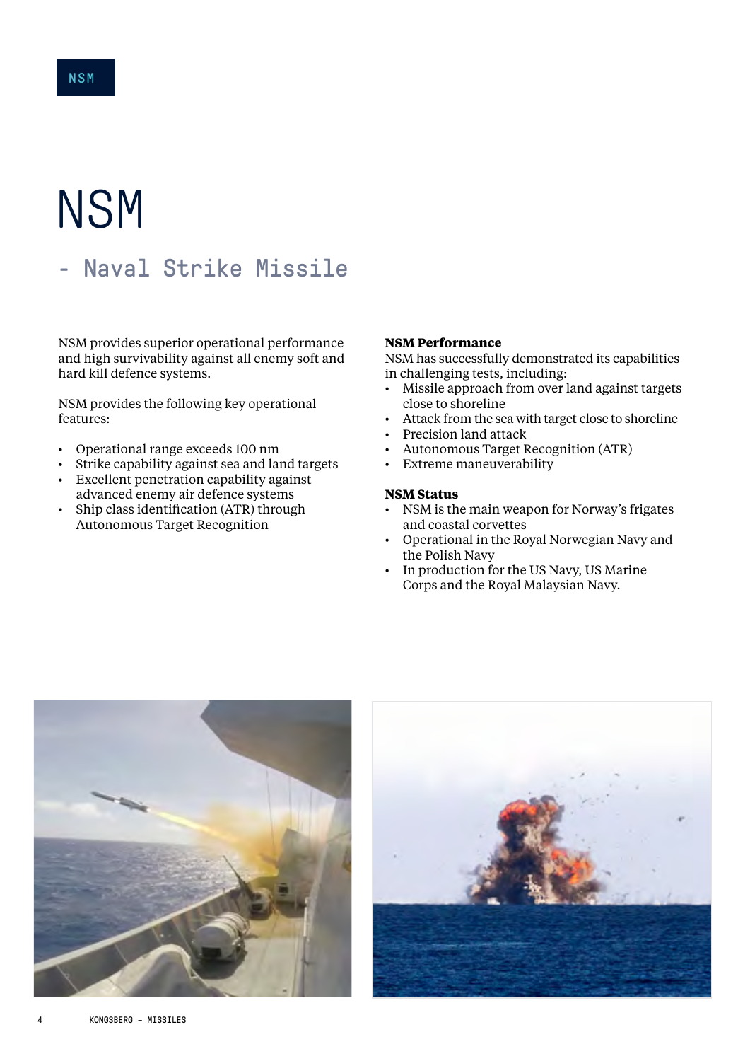# NSM

## - Naval Strike Missile

NSM provides superior operational performance and high survivability against all enemy soft and hard kill defence systems.

NSM provides the following key operational features:

- Operational range exceeds 100 nm
- Strike capability against sea and land targets
- Excellent penetration capability against advanced enemy air defence systems
- Ship class identification (ATR) through Autonomous Target Recognition

**NSM Performance**

NSM has successfully demonstrated its capabilities in challenging tests, including:

- Missile approach from over land against targets close to shoreline
- Attack from the sea with target close to shoreline
- Precision land attack
- Autonomous Target Recognition (ATR)
- Extreme maneuverability

**NSM Status**

- NSM is the main weapon for Norway's frigates and coastal corvettes
- Operational in the Royal Norwegian Navy and the Polish Navy
- In production for the US Navy, US Marine Corps and the Royal Malaysian Navy.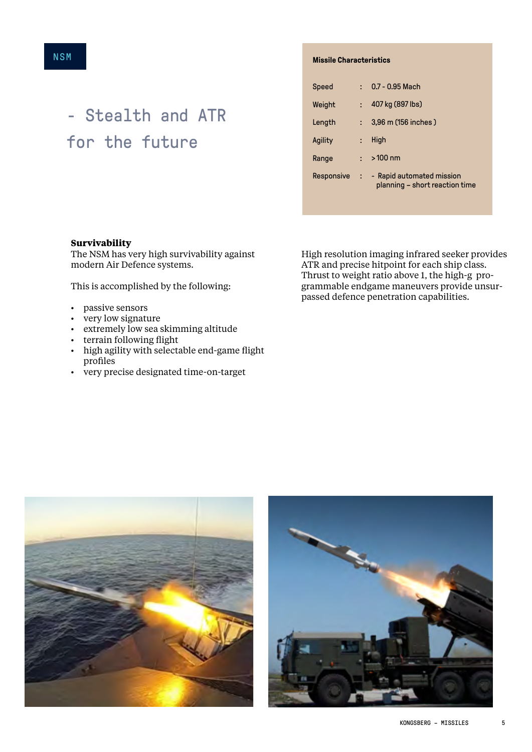NSM

# - Stealth and ATR for the future

**Missile Characteristics**

| | | |
|---|---|---|
| Speed | : | 0.7 - 0.95 Mach |
| Weight | : | 407 kg (897 lbs) |
| Length | : | 3,96 m (156 inches ) |
| Agility | : | High |
| Range | : | > 100 nm |
| Responsive | : | - Rapid automated mission planning – short reaction time |

**Survivability**

The NSM has very high survivability against modern Air Defence systems.

This is accomplished by the following:

- passive sensors
- very low signature
- extremely low sea skimming altitude
- terrain following flight
- high agility with selectable end-game flight profiles
- very precise designated time-on-target

High resolution imaging infrared seeker provides ATR and precise hitpoint for each ship class. Thrust to weight ratio above 1, the high-g programmable endgame maneuvers provide unsurpassed defence penetration capabilities.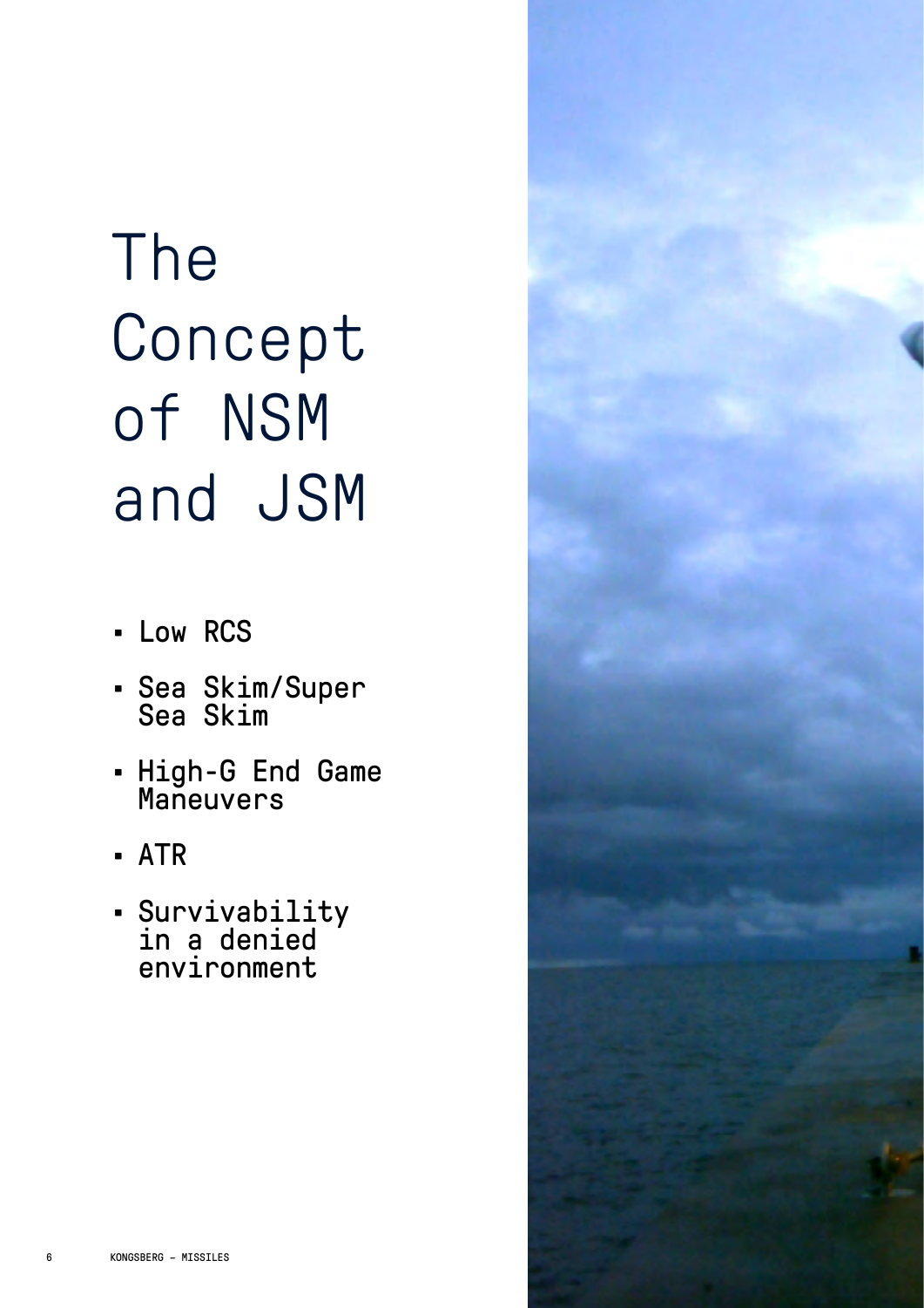# The Concept of NSM and JSM

- Low RCS
- Sea Skim/Super Sea Skim
- High-G End Game Maneuvers
- ATR
- Survivability in a denied environment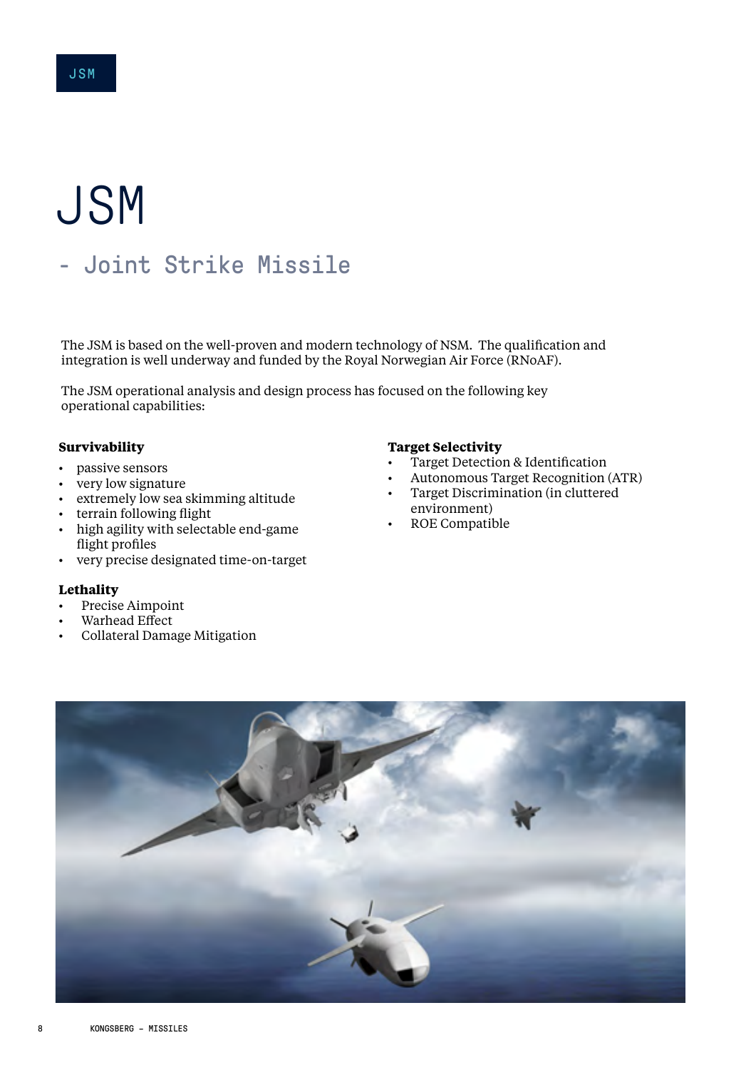# JSM

## - Joint Strike Missile

The JSM is based on the well-proven and modern technology of NSM. The qualification and integration is well underway and funded by the Royal Norwegian Air Force (RNoAF).

The JSM operational analysis and design process has focused on the following key operational capabilities:

**Survivability**

- passive sensors
- very low signature
- extremely low sea skimming altitude
- terrain following flight
- high agility with selectable end-game flight profiles
- very precise designated time-on-target

**Lethality**

- Precise Aimpoint
- Warhead Effect
- Collateral Damage Mitigation

**Target Selectivity**

- Target Detection & Identification
- Autonomous Target Recognition (ATR)
- Target Discrimination (in cluttered environment)
- ROE Compatible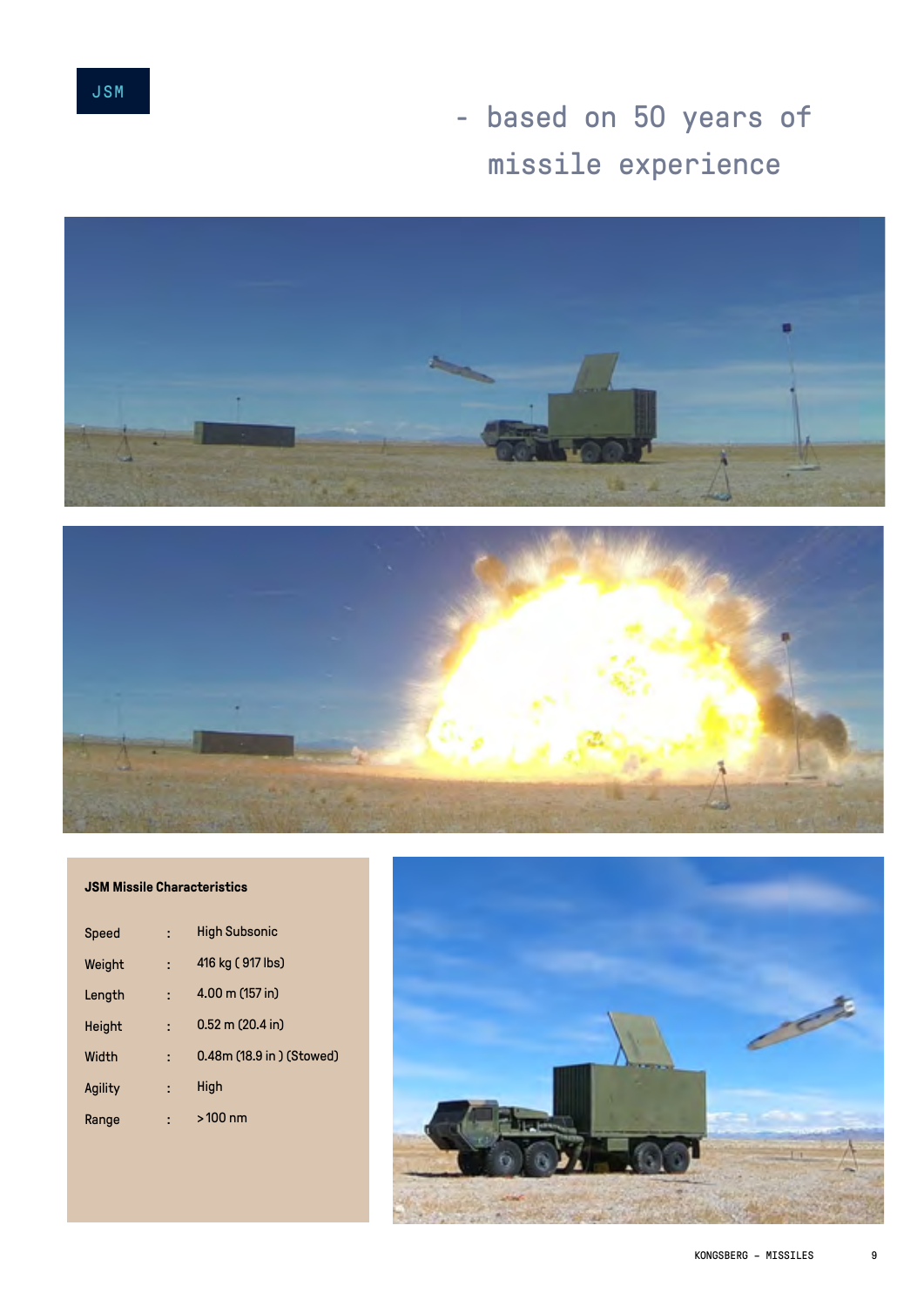JSM

## - based on 50 years of missile experience

**JSM Missile Characteristics**

| | | |
|---|---|---|
| Speed | : | High Subsonic |
| Weight | : | 416 kg ( 917 lbs) |
| Length | : | 4.00 m (157 in) |
| Height | : | 0.52 m (20.4 in) |
| Width | : | 0.48m (18.9 in ) (Stowed) |
| Agility | : | High |
| Range | : | > 100 nm |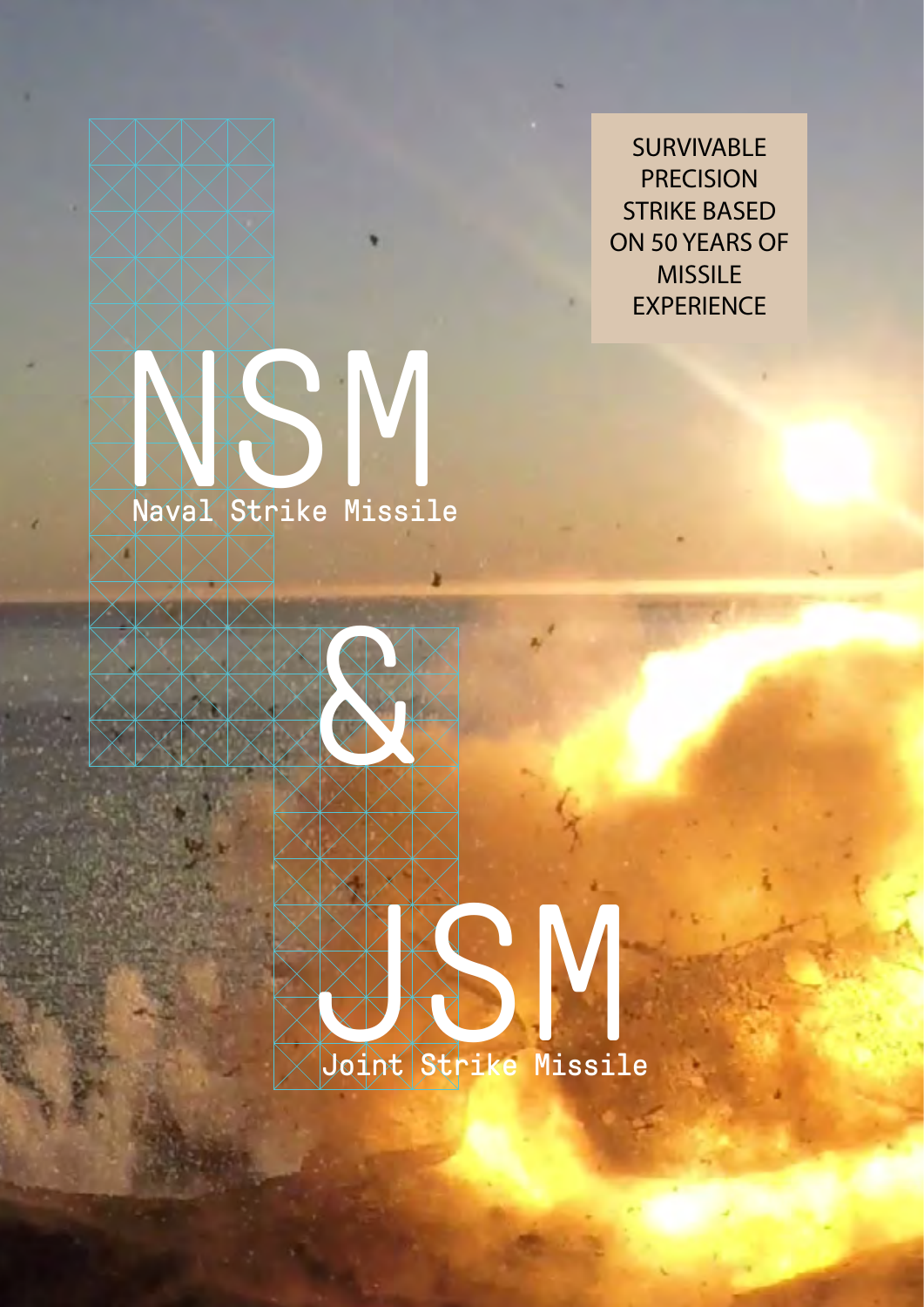SURVIVABLE PRECISION STRIKE BASED ON 50 YEARS OF MISSILE EXPERIENCE

# NSM

Naval Strike Missile

# &

# JSM

Joint Strike Missile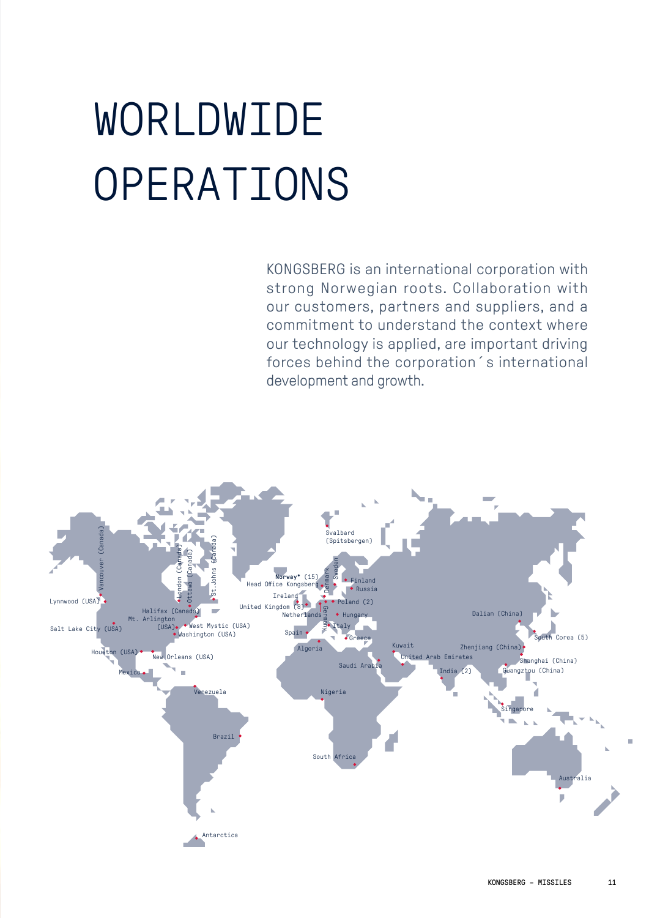# WORLDWIDE OPERATIONS

KONGSBERG is an international corporation with strong Norwegian roots. Collaboration with our customers, partners and suppliers, and a commitment to understand the context where our technology is applied, are important driving forces behind the corporation´s international development and growth.

Vancouver (Canada)
Lynnwood (USA)
Salt Lake City (USA)
Houston (USA)
Mexico
London (Canada)
Ottawa (Canada)
St.Johns (Canada)
Halifax (Canada)
Mt. Arlington (USA)
West Mystic (USA)
Washington (USA)
New Orleans (USA)
Venezuela
Brazil
Antarctica
Svalbard (Spitsbergen)
**Norway*** (15)
Head Office Kongsberg
Ireland
United Kingdom (8)
Netherlands
Spain
Algeria
Denmark
Sweden
Finland
Russia
Poland (2)
Germany
Hungary
Italy
Greece
Nigeria
South Africa
Kuwait
Saudi Arabia
United Arab Emirates
India (2)
Dalian (China)
Zhenjiang (China)
Shanghai (China)
Guangzhou (China)
South Corea (5)
Singapore
Australia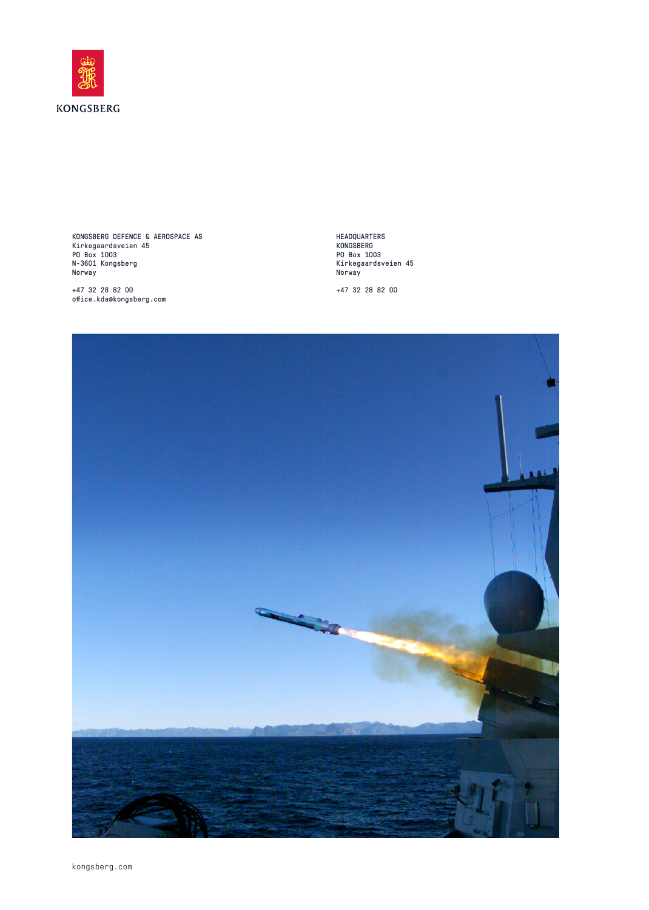KONGSBERG

KONGSBERG DEFENCE & AEROSPACE AS
Kirkegaardsveien 45
PO Box 1003
N-3601 Kongsberg
Norway

+47 32 28 82 00
office.kda@kongsberg.com

HEADQUARTERS
KONGSBERG
PO Box 1003
Kirkegaardsveien 45
Norway

+47 32 28 82 00

kongsberg.com